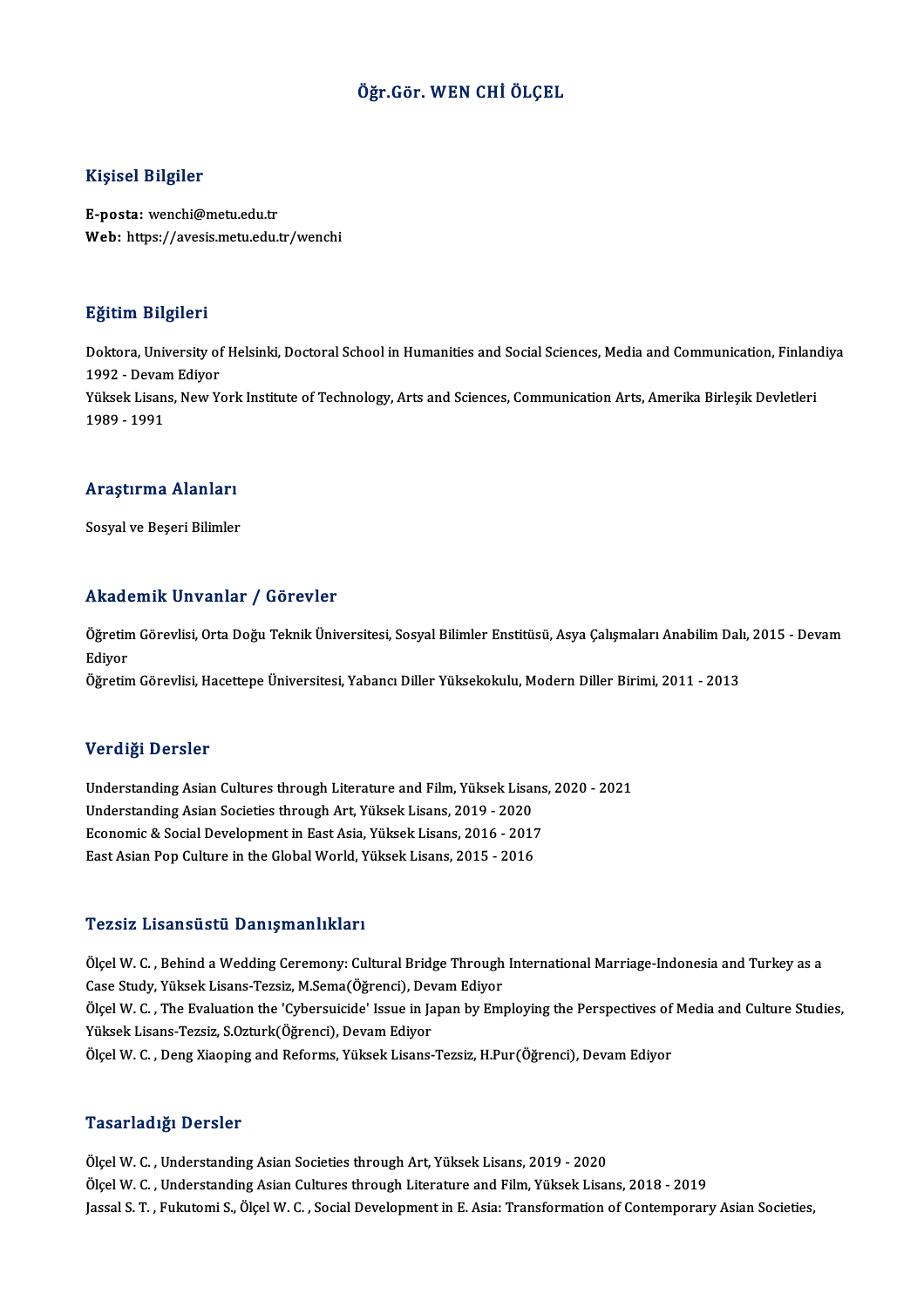# Öğr.Gör. WEN CHİ ÖLÇEL

## Kişisel Bilgiler

**E-posta:** wenchi@metu.edu.tr
**Web:** https://avesis.metu.edu.tr/wenchi

## Eğitim Bilgileri

Doktora, University of Helsinki, Doctoral School in Humanities and Social Sciences, Media and Communication, Finlandiya 1992 - Devam Ediyor
Yüksek Lisans, New York Institute of Technology, Arts and Sciences, Communication Arts, Amerika Birleşik Devletleri 1989 - 1991

## Araştırma Alanları

Sosyal ve Beşeri Bilimler

## Akademik Unvanlar / Görevler

Öğretim Görevlisi, Orta Doğu Teknik Üniversitesi, Sosyal Bilimler Enstitüsü, Asya Çalışmaları Anabilim Dalı, 2015 - Devam Ediyor
Öğretim Görevlisi, Hacettepe Üniversitesi, Yabancı Diller Yüksekokulu, Modern Diller Birimi, 2011 - 2013

## Verdiği Dersler

Understanding Asian Cultures through Literature and Film, Yüksek Lisans, 2020 - 2021
Understanding Asian Societies through Art, Yüksek Lisans, 2019 - 2020
Economic & Social Development in East Asia, Yüksek Lisans, 2016 - 2017
East Asian Pop Culture in the Global World, Yüksek Lisans, 2015 - 2016

## Tezsiz Lisansüstü Danışmanlıkları

Ölçel W. C. , Behind a Wedding Ceremony: Cultural Bridge Through International Marriage-Indonesia and Turkey as a Case Study, Yüksek Lisans-Tezsiz, M.Sema(Öğrenci), Devam Ediyor
Ölçel W. C. , The Evaluation the 'Cybersuicide' Issue in Japan by Employing the Perspectives of Media and Culture Studies, Yüksek Lisans-Tezsiz, S.Ozturk(Öğrenci), Devam Ediyor
Ölçel W. C. , Deng Xiaoping and Reforms, Yüksek Lisans-Tezsiz, H.Pur(Öğrenci), Devam Ediyor

## Tasarladığı Dersler

Ölçel W. C. , Understanding Asian Societies through Art, Yüksek Lisans, 2019 - 2020
Ölçel W. C. , Understanding Asian Cultures through Literature and Film, Yüksek Lisans, 2018 - 2019
Jassal S. T. , Fukutomi S., Ölçel W. C. , Social Development in E. Asia: Transformation of Contemporary Asian Societies,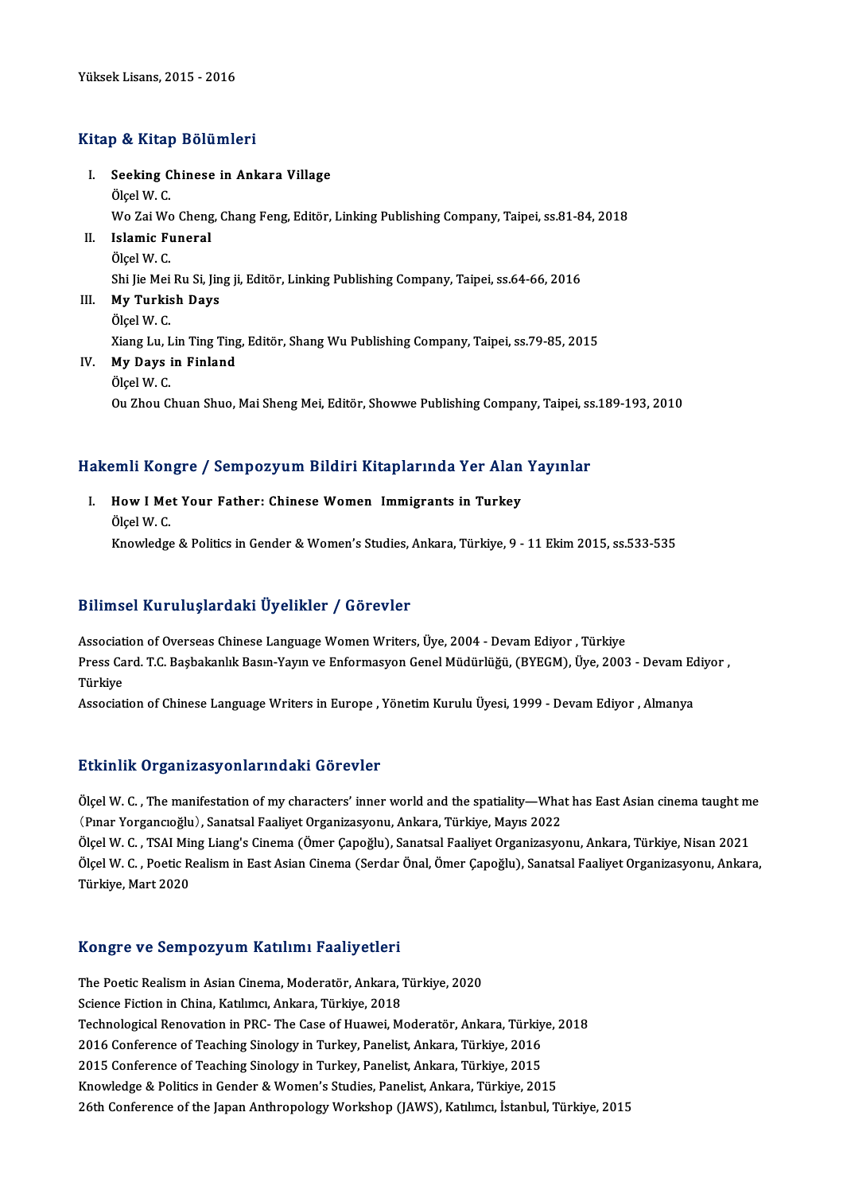Yüksek Lisans, 2015 - 2016

## Kitap & Kitap Bölümleri

I. **Seeking Chinese in Ankara Village**
   Ölçel W. C.
   Wo Zai Wo Cheng, Chang Feng, Editör, Linking Publishing Company, Taipei, ss.81-84, 2018
II. **Islamic Funeral**
   Ölçel W. C.
   Shi Jie Mei Ru Si, Jing ji, Editör, Linking Publishing Company, Taipei, ss.64-66, 2016
III. **My Turkish Days**
   Ölçel W. C.
   Xiang Lu, Lin Ting Ting, Editör, Shang Wu Publishing Company, Taipei, ss.79-85, 2015
IV. **My Days in Finland**
   Ölçel W. C.
   Ou Zhou Chuan Shuo, Mai Sheng Mei, Editör, Showwe Publishing Company, Taipei, ss.189-193, 2010

## Hakemli Kongre / Sempozyum Bildiri Kitaplarında Yer Alan Yayınlar

I. **How I Met Your Father: Chinese Women Immigrants in Turkey**
   Ölçel W. C.
   Knowledge & Politics in Gender & Women's Studies, Ankara, Türkiye, 9 - 11 Ekim 2015, ss.533-535

## Bilimsel Kuruluşlardaki Üyelikler / Görevler

Association of Overseas Chinese Language Women Writers, Üye, 2004 - Devam Ediyor , Türkiye
Press Card. T.C. Başbakanlık Basın-Yayın ve Enformasyon Genel Müdürlüğü, (BYEGM), Üye, 2003 - Devam Ediyor , Türkiye
Association of Chinese Language Writers in Europe , Yönetim Kurulu Üyesi, 1999 - Devam Ediyor , Almanya

## Etkinlik Organizasyonlarındaki Görevler

Ölçel W. C. , The manifestation of my characters' inner world and the spatiality—What has East Asian cinema taught me (Pınar Yorgancıoğlu), Sanatsal Faaliyet Organizasyonu, Ankara, Türkiye, Mayıs 2022
Ölçel W. C. , TSAI Ming Liang's Cinema (Ömer Çapoğlu), Sanatsal Faaliyet Organizasyonu, Ankara, Türkiye, Nisan 2021
Ölçel W. C. , Poetic Realism in East Asian Cinema (Serdar Önal, Ömer Çapoğlu), Sanatsal Faaliyet Organizasyonu, Ankara, Türkiye, Mart 2020

## Kongre ve Sempozyum Katılımı Faaliyetleri

The Poetic Realism in Asian Cinema, Moderatör, Ankara, Türkiye, 2020
Science Fiction in China, Katılımcı, Ankara, Türkiye, 2018
Technological Renovation in PRC- The Case of Huawei, Moderatör, Ankara, Türkiye, 2018
2016 Conference of Teaching Sinology in Turkey, Panelist, Ankara, Türkiye, 2016
2015 Conference of Teaching Sinology in Turkey, Panelist, Ankara, Türkiye, 2015
Knowledge & Politics in Gender & Women's Studies, Panelist, Ankara, Türkiye, 2015
26th Conference of the Japan Anthropology Workshop (JAWS), Katılımcı, İstanbul, Türkiye, 2015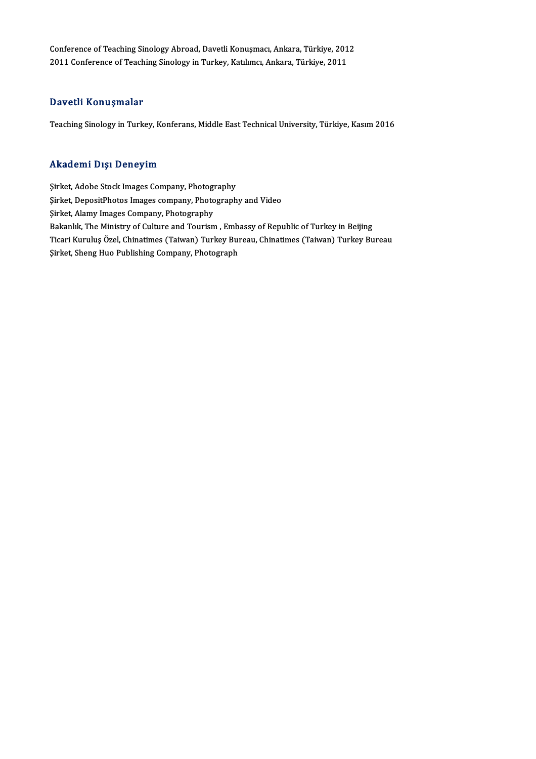Conference of Teaching Sinology Abroad, Davetli Konuşmacı, Ankara, Türkiye, 2012
2011 Conference of Teaching Sinology in Turkey, Katılımcı, Ankara, Türkiye, 2011

## Davetli Konuşmalar

Teaching Sinology in Turkey, Konferans, Middle East Technical University, Türkiye, Kasım 2016

## Akademi Dışı Deneyim

Şirket, Adobe Stock Images Company, Photography
Şirket, DepositPhotos Images company, Photography and Video
Şirket, Alamy Images Company, Photography
Bakanlık, The Ministry of Culture and Tourism , Embassy of Republic of Turkey in Beijing
Ticari Kuruluş Özel, Chinatimes (Taiwan) Turkey Bureau, Chinatimes (Taiwan) Turkey Bureau
Şirket, Sheng Huo Publishing Company, Photograph